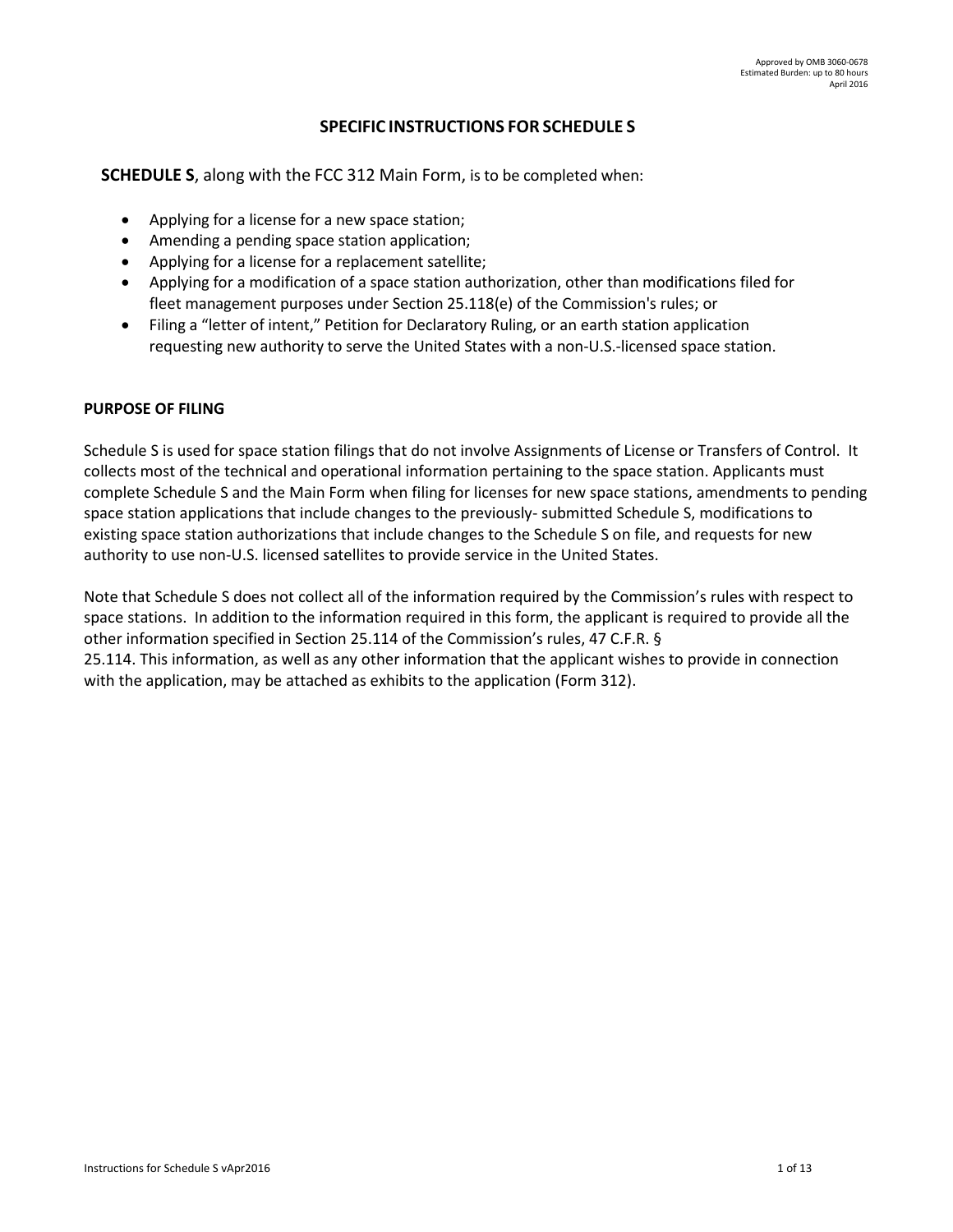Approved by OMB 3060-0678
Estimated Burden: up to 80 hours
April 2016

# SPECIFIC INSTRUCTIONS FOR SCHEDULE S

**SCHEDULE S**, along with the FCC 312 Main Form, is to be completed when:

- Applying for a license for a new space station;
- Amending a pending space station application;
- Applying for a license for a replacement satellite;
- Applying for a modification of a space station authorization, other than modifications filed for fleet management purposes under Section 25.118(e) of the Commission's rules; or
- Filing a "letter of intent," Petition for Declaratory Ruling, or an earth station application requesting new authority to serve the United States with a non-U.S.-licensed space station.

## PURPOSE OF FILING

Schedule S is used for space station filings that do not involve Assignments of License or Transfers of Control. It collects most of the technical and operational information pertaining to the space station. Applicants must complete Schedule S and the Main Form when filing for licenses for new space stations, amendments to pending space station applications that include changes to the previously- submitted Schedule S, modifications to existing space station authorizations that include changes to the Schedule S on file, and requests for new authority to use non-U.S. licensed satellites to provide service in the United States.

Note that Schedule S does not collect all of the information required by the Commission's rules with respect to space stations. In addition to the information required in this form, the applicant is required to provide all the other information specified in Section 25.114 of the Commission's rules, 47 C.F.R. § 25.114. This information, as well as any other information that the applicant wishes to provide in connection with the application, may be attached as exhibits to the application (Form 312).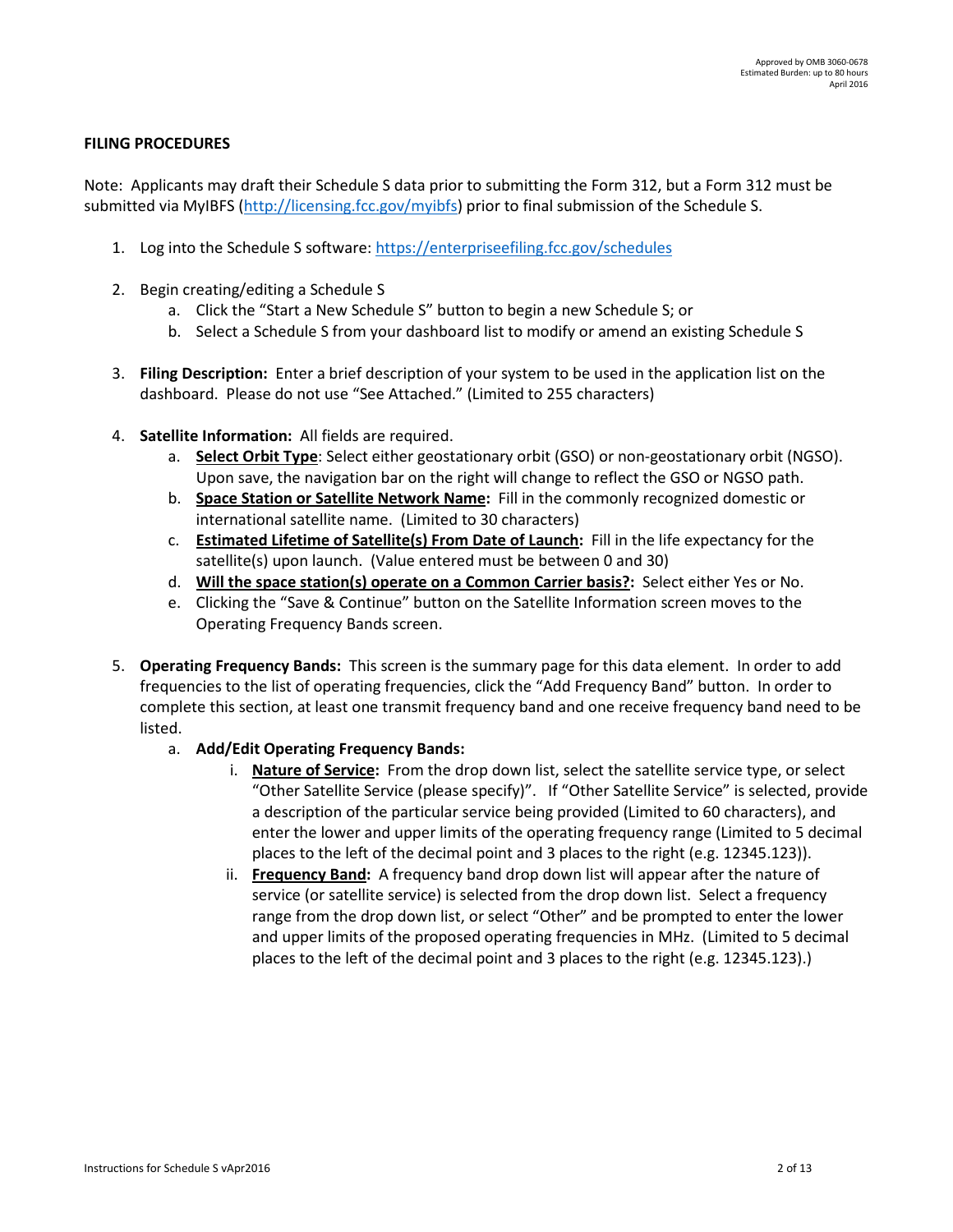**FILING PROCEDURES**

Note: Applicants may draft their Schedule S data prior to submitting the Form 312, but a Form 312 must be submitted via MyIBFS (http://licensing.fcc.gov/myibfs) prior to final submission of the Schedule S.

1. Log into the Schedule S software: https://enterprisefiling.fcc.gov/schedules

2. Begin creating/editing a Schedule S
   a. Click the "Start a New Schedule S" button to begin a new Schedule S; or
   b. Select a Schedule S from your dashboard list to modify or amend an existing Schedule S

3. **Filing Description:** Enter a brief description of your system to be used in the application list on the dashboard. Please do not use "See Attached." (Limited to 255 characters)

4. **Satellite Information:** All fields are required.
   a. **Select Orbit Type**: Select either geostationary orbit (GSO) or non-geostationary orbit (NGSO). Upon save, the navigation bar on the right will change to reflect the GSO or NGSO path.
   b. **Space Station or Satellite Network Name:** Fill in the commonly recognized domestic or international satellite name. (Limited to 30 characters)
   c. **Estimated Lifetime of Satellite(s) From Date of Launch:** Fill in the life expectancy for the satellite(s) upon launch. (Value entered must be between 0 and 30)
   d. **Will the space station(s) operate on a Common Carrier basis?:** Select either Yes or No.
   e. Clicking the "Save & Continue" button on the Satellite Information screen moves to the Operating Frequency Bands screen.

5. **Operating Frequency Bands:** This screen is the summary page for this data element. In order to add frequencies to the list of operating frequencies, click the "Add Frequency Band" button. In order to complete this section, at least one transmit frequency band and one receive frequency band need to be listed.
   a. **Add/Edit Operating Frequency Bands:**
      i. **Nature of Service:** From the drop down list, select the satellite service type, or select "Other Satellite Service (please specify)". If "Other Satellite Service" is selected, provide a description of the particular service being provided (Limited to 60 characters), and enter the lower and upper limits of the operating frequency range (Limited to 5 decimal places to the left of the decimal point and 3 places to the right (e.g. 12345.123)).
      ii. **Frequency Band:** A frequency band drop down list will appear after the nature of service (or satellite service) is selected from the drop down list. Select a frequency range from the drop down list, or select "Other" and be prompted to enter the lower and upper limits of the proposed operating frequencies in MHz. (Limited to 5 decimal places to the left of the decimal point and 3 places to the right (e.g. 12345.123).)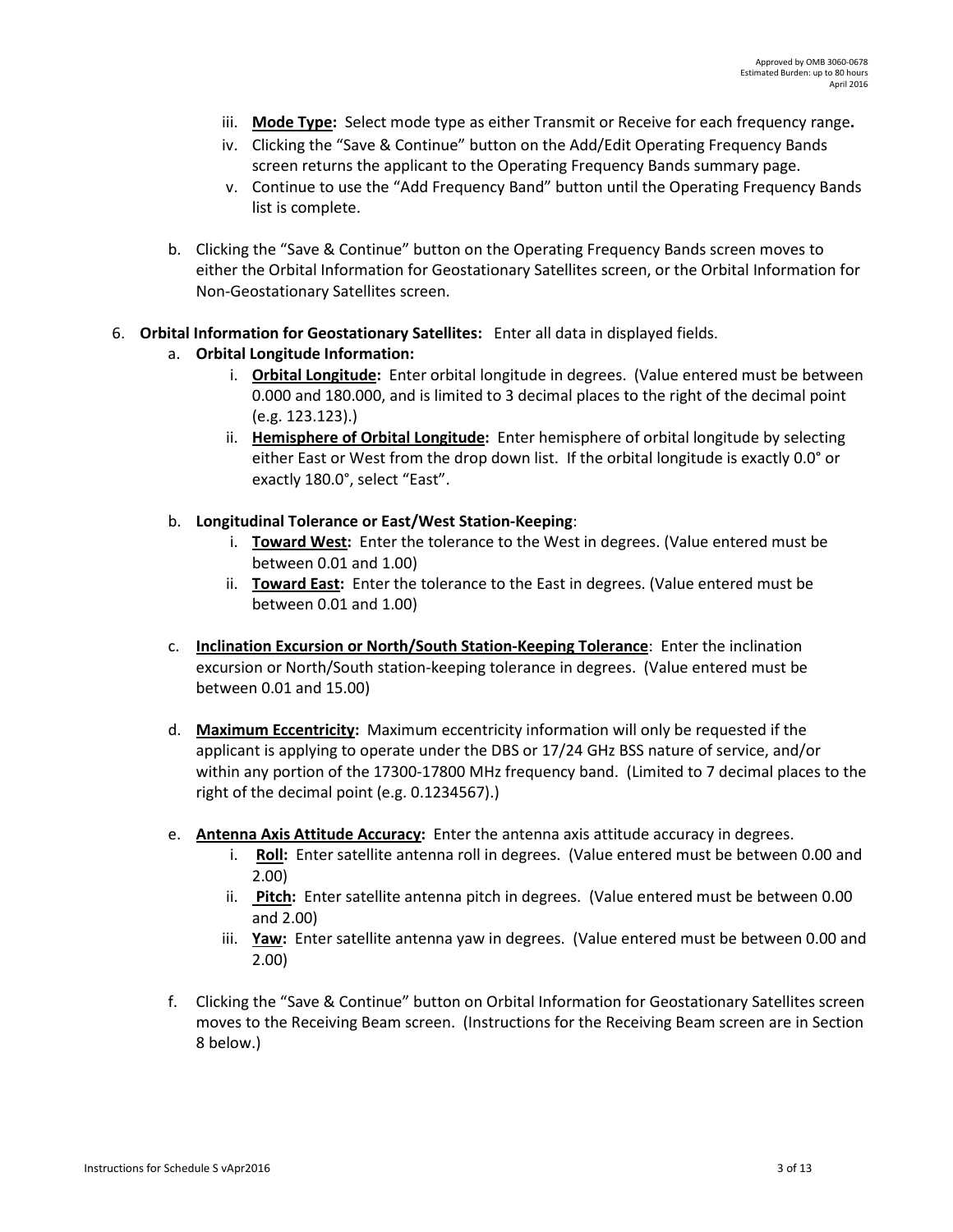iii. **Mode Type:** Select mode type as either Transmit or Receive for each frequency range**.**

iv. Clicking the "Save & Continue" button on the Add/Edit Operating Frequency Bands screen returns the applicant to the Operating Frequency Bands summary page.

v. Continue to use the "Add Frequency Band" button until the Operating Frequency Bands list is complete.

b. Clicking the "Save & Continue" button on the Operating Frequency Bands screen moves to either the Orbital Information for Geostationary Satellites screen, or the Orbital Information for Non-Geostationary Satellites screen.

6. **Orbital Information for Geostationary Satellites:** Enter all data in displayed fields.

   a. **Orbital Longitude Information:**

      i. **Orbital Longitude:** Enter orbital longitude in degrees. (Value entered must be between 0.000 and 180.000, and is limited to 3 decimal places to the right of the decimal point (e.g. 123.123).)

      ii. **Hemisphere of Orbital Longitude:** Enter hemisphere of orbital longitude by selecting either East or West from the drop down list. If the orbital longitude is exactly 0.0° or exactly 180.0°, select "East".

   b. **Longitudinal Tolerance or East/West Station-Keeping**:

      i. **Toward West:** Enter the tolerance to the West in degrees. (Value entered must be between 0.01 and 1.00)

      ii. **Toward East:** Enter the tolerance to the East in degrees. (Value entered must be between 0.01 and 1.00)

   c. **Inclination Excursion or North/South Station-Keeping Tolerance**: Enter the inclination excursion or North/South station-keeping tolerance in degrees. (Value entered must be between 0.01 and 15.00)

   d. **Maximum Eccentricity:** Maximum eccentricity information will only be requested if the applicant is applying to operate under the DBS or 17/24 GHz BSS nature of service, and/or within any portion of the 17300-17800 MHz frequency band. (Limited to 7 decimal places to the right of the decimal point (e.g. 0.1234567).)

   e. **Antenna Axis Attitude Accuracy:** Enter the antenna axis attitude accuracy in degrees.

      i. **Roll:** Enter satellite antenna roll in degrees. (Value entered must be between 0.00 and 2.00)

      ii. **Pitch:** Enter satellite antenna pitch in degrees. (Value entered must be between 0.00 and 2.00)

      iii. **Yaw:** Enter satellite antenna yaw in degrees. (Value entered must be between 0.00 and 2.00)

   f. Clicking the "Save & Continue" button on Orbital Information for Geostationary Satellites screen moves to the Receiving Beam screen. (Instructions for the Receiving Beam screen are in Section 8 below.)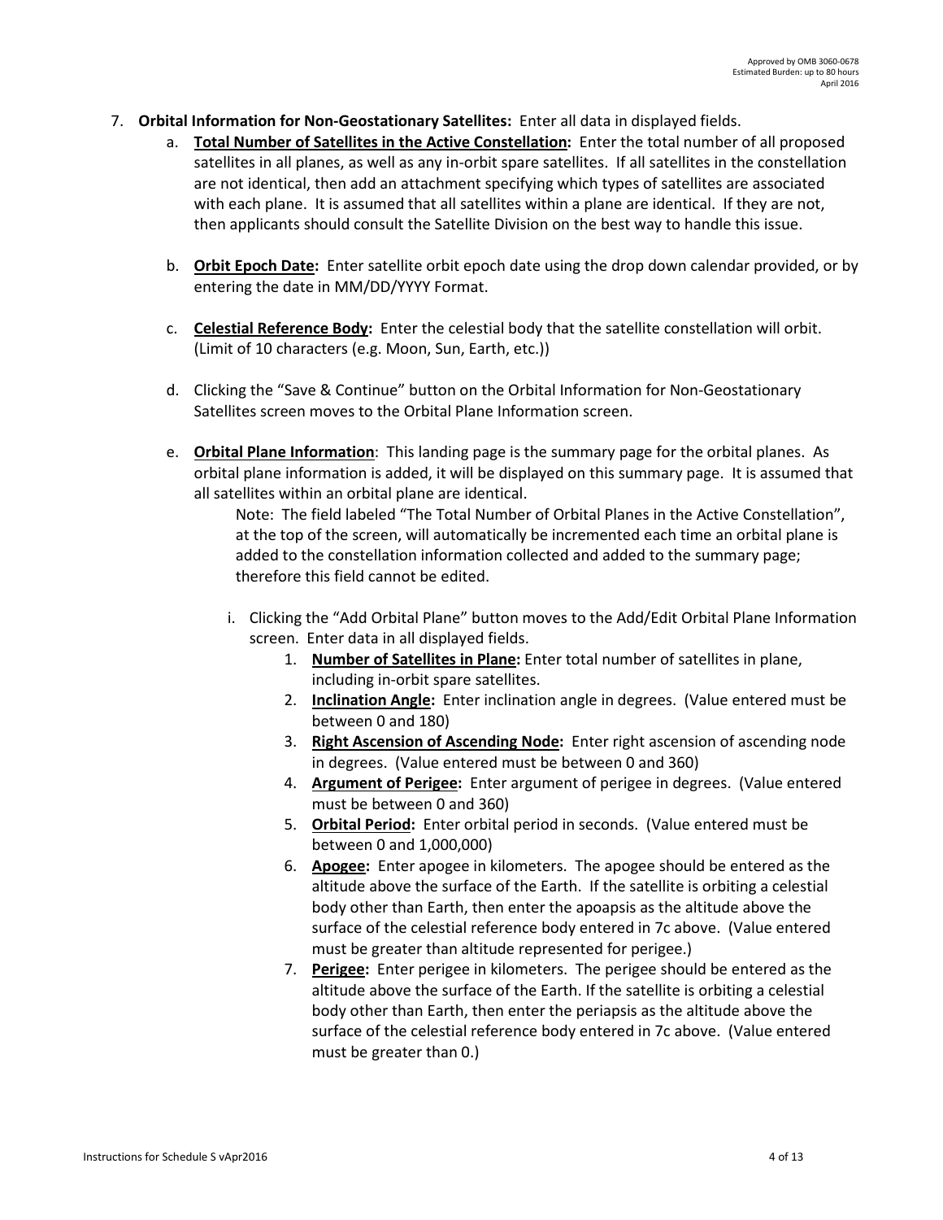7. **Orbital Information for Non-Geostationary Satellites:** Enter all data in displayed fields.

    a. **<u>Total Number of Satellites in the Active Constellation</u>:** Enter the total number of all proposed satellites in all planes, as well as any in-orbit spare satellites. If all satellites in the constellation are not identical, then add an attachment specifying which types of satellites are associated with each plane. It is assumed that all satellites within a plane are identical. If they are not, then applicants should consult the Satellite Division on the best way to handle this issue.

    b. **<u>Orbit Epoch Date</u>:** Enter satellite orbit epoch date using the drop down calendar provided, or by entering the date in MM/DD/YYYY Format.

    c. **<u>Celestial Reference Body</u>:** Enter the celestial body that the satellite constellation will orbit. (Limit of 10 characters (e.g. Moon, Sun, Earth, etc.))

    d. Clicking the "Save & Continue" button on the Orbital Information for Non-Geostationary Satellites screen moves to the Orbital Plane Information screen.

    e. **<u>Orbital Plane Information</u>**: This landing page is the summary page for the orbital planes. As orbital plane information is added, it will be displayed on this summary page. It is assumed that all satellites within an orbital plane are identical.

        Note: The field labeled "The Total Number of Orbital Planes in the Active Constellation", at the top of the screen, will automatically be incremented each time an orbital plane is added to the constellation information collected and added to the summary page; therefore this field cannot be edited.

        i. Clicking the "Add Orbital Plane" button moves to the Add/Edit Orbital Plane Information screen. Enter data in all displayed fields.

            1. **<u>Number of Satellites in Plane</u>:** Enter total number of satellites in plane, including in-orbit spare satellites.
            2. **<u>Inclination Angle</u>:** Enter inclination angle in degrees. (Value entered must be between 0 and 180)
            3. **<u>Right Ascension of Ascending Node</u>:** Enter right ascension of ascending node in degrees. (Value entered must be between 0 and 360)
            4. **<u>Argument of Perigee</u>:** Enter argument of perigee in degrees. (Value entered must be between 0 and 360)
            5. **<u>Orbital Period</u>:** Enter orbital period in seconds. (Value entered must be between 0 and 1,000,000)
            6. **<u>Apogee</u>:** Enter apogee in kilometers. The apogee should be entered as the altitude above the surface of the Earth. If the satellite is orbiting a celestial body other than Earth, then enter the apoapsis as the altitude above the surface of the celestial reference body entered in 7c above. (Value entered must be greater than altitude represented for perigee.)
            7. **<u>Perigee</u>:** Enter perigee in kilometers. The perigee should be entered as the altitude above the surface of the Earth. If the satellite is orbiting a celestial body other than Earth, then enter the periapsis as the altitude above the surface of the celestial reference body entered in 7c above. (Value entered must be greater than 0.)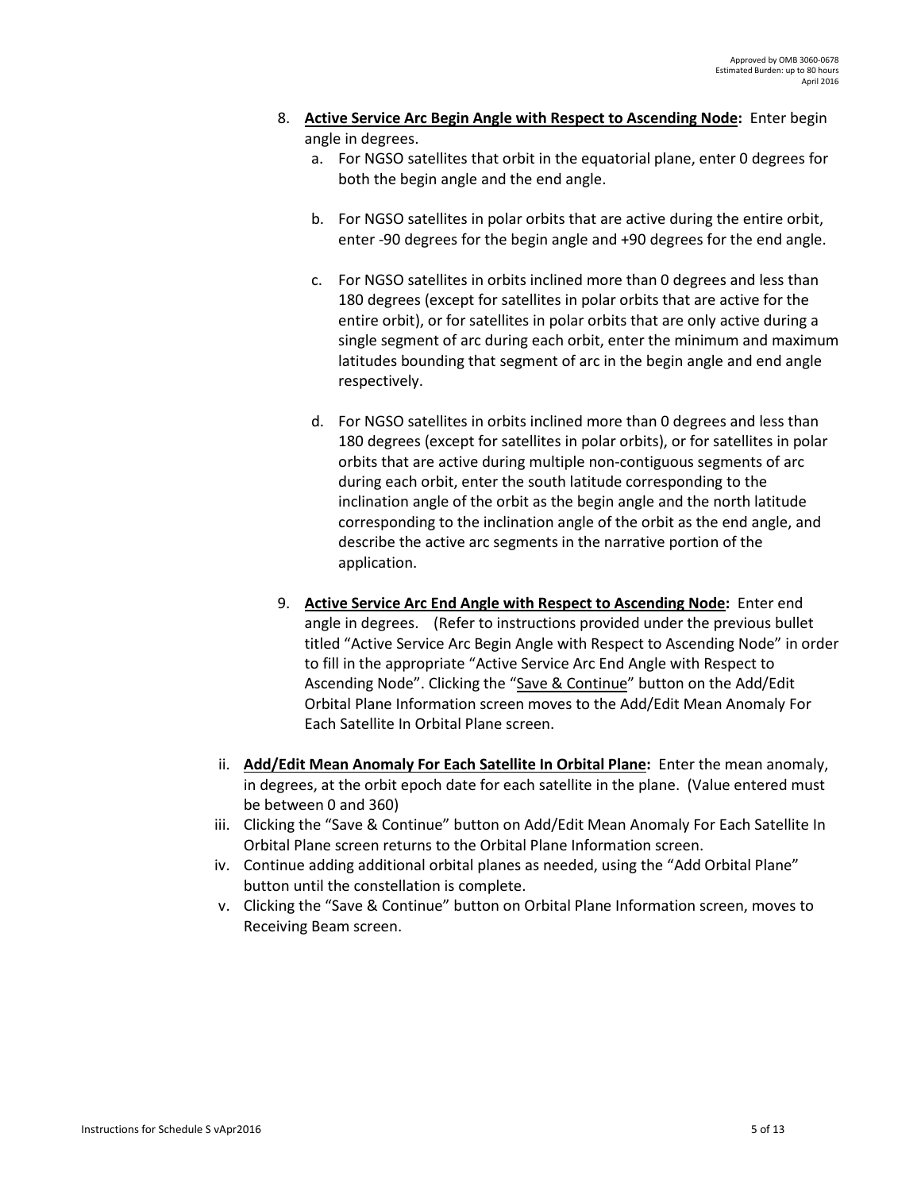8. **<u>Active Service Arc Begin Angle with Respect to Ascending Node</u>:** Enter begin angle in degrees.
   a. For NGSO satellites that orbit in the equatorial plane, enter 0 degrees for both the begin angle and the end angle.

   b. For NGSO satellites in polar orbits that are active during the entire orbit, enter -90 degrees for the begin angle and +90 degrees for the end angle.

   c. For NGSO satellites in orbits inclined more than 0 degrees and less than 180 degrees (except for satellites in polar orbits that are active for the entire orbit), or for satellites in polar orbits that are only active during a single segment of arc during each orbit, enter the minimum and maximum latitudes bounding that segment of arc in the begin angle and end angle respectively.

   d. For NGSO satellites in orbits inclined more than 0 degrees and less than 180 degrees (except for satellites in polar orbits), or for satellites in polar orbits that are active during multiple non-contiguous segments of arc during each orbit, enter the south latitude corresponding to the inclination angle of the orbit as the begin angle and the north latitude corresponding to the inclination angle of the orbit as the end angle, and describe the active arc segments in the narrative portion of the application.

9. **<u>Active Service Arc End Angle with Respect to Ascending Node</u>:** Enter end angle in degrees. (Refer to instructions provided under the previous bullet titled "Active Service Arc Begin Angle with Respect to Ascending Node" in order to fill in the appropriate "Active Service Arc End Angle with Respect to Ascending Node". Clicking the "<u>Save & Continue</u>" button on the Add/Edit Orbital Plane Information screen moves to the Add/Edit Mean Anomaly For Each Satellite In Orbital Plane screen.

ii. **<u>Add/Edit Mean Anomaly For Each Satellite In Orbital Plane</u>:** Enter the mean anomaly, in degrees, at the orbit epoch date for each satellite in the plane. (Value entered must be between 0 and 360)

iii. Clicking the "Save & Continue" button on Add/Edit Mean Anomaly For Each Satellite In Orbital Plane screen returns to the Orbital Plane Information screen.

iv. Continue adding additional orbital planes as needed, using the "Add Orbital Plane" button until the constellation is complete.

v. Clicking the "Save & Continue" button on Orbital Plane Information screen, moves to Receiving Beam screen.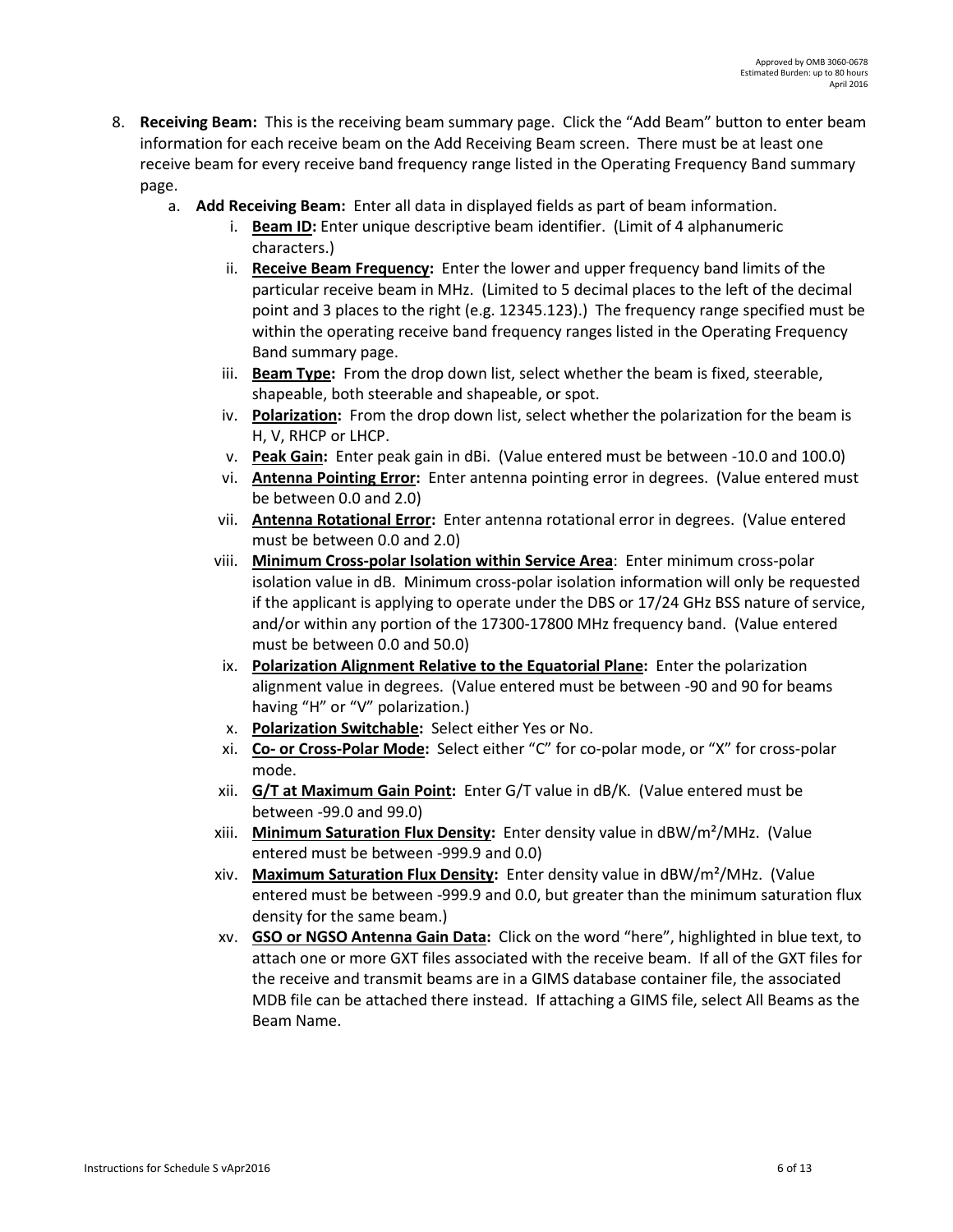8. **Receiving Beam:** This is the receiving beam summary page. Click the "Add Beam" button to enter beam information for each receive beam on the Add Receiving Beam screen. There must be at least one receive beam for every receive band frequency range listed in the Operating Frequency Band summary page.
   a. **Add Receiving Beam:** Enter all data in displayed fields as part of beam information.
      i. **Beam ID:** Enter unique descriptive beam identifier. (Limit of 4 alphanumeric characters.)
      ii. **Receive Beam Frequency:** Enter the lower and upper frequency band limits of the particular receive beam in MHz. (Limited to 5 decimal places to the left of the decimal point and 3 places to the right (e.g. 12345.123).) The frequency range specified must be within the operating receive band frequency ranges listed in the Operating Frequency Band summary page.
      iii. **Beam Type:** From the drop down list, select whether the beam is fixed, steerable, shapeable, both steerable and shapeable, or spot.
      iv. **Polarization:** From the drop down list, select whether the polarization for the beam is H, V, RHCP or LHCP.
      v. **Peak Gain:** Enter peak gain in dBi. (Value entered must be between -10.0 and 100.0)
      vi. **Antenna Pointing Error:** Enter antenna pointing error in degrees. (Value entered must be between 0.0 and 2.0)
      vii. **Antenna Rotational Error:** Enter antenna rotational error in degrees. (Value entered must be between 0.0 and 2.0)
      viii. **Minimum Cross-polar Isolation within Service Area**: Enter minimum cross-polar isolation value in dB. Minimum cross-polar isolation information will only be requested if the applicant is applying to operate under the DBS or 17/24 GHz BSS nature of service, and/or within any portion of the 17300-17800 MHz frequency band. (Value entered must be between 0.0 and 50.0)
      ix. **Polarization Alignment Relative to the Equatorial Plane:** Enter the polarization alignment value in degrees. (Value entered must be between -90 and 90 for beams having "H" or "V" polarization.)
      x. **Polarization Switchable:** Select either Yes or No.
      xi. **Co- or Cross-Polar Mode:** Select either "C" for co-polar mode, or "X" for cross-polar mode.
      xii. **G/T at Maximum Gain Point:** Enter G/T value in dB/K. (Value entered must be between -99.0 and 99.0)
      xiii. **Minimum Saturation Flux Density:** Enter density value in dBW/m$^2$/MHz. (Value entered must be between -999.9 and 0.0)
      xiv. **Maximum Saturation Flux Density:** Enter density value in dBW/m$^2$/MHz. (Value entered must be between -999.9 and 0.0, but greater than the minimum saturation flux density for the same beam.)
      xv. **GSO or NGSO Antenna Gain Data:** Click on the word "here", highlighted in blue text, to attach one or more GXT files associated with the receive beam. If all of the GXT files for the receive and transmit beams are in a GIMS database container file, the associated MDB file can be attached there instead. If attaching a GIMS file, select All Beams as the Beam Name.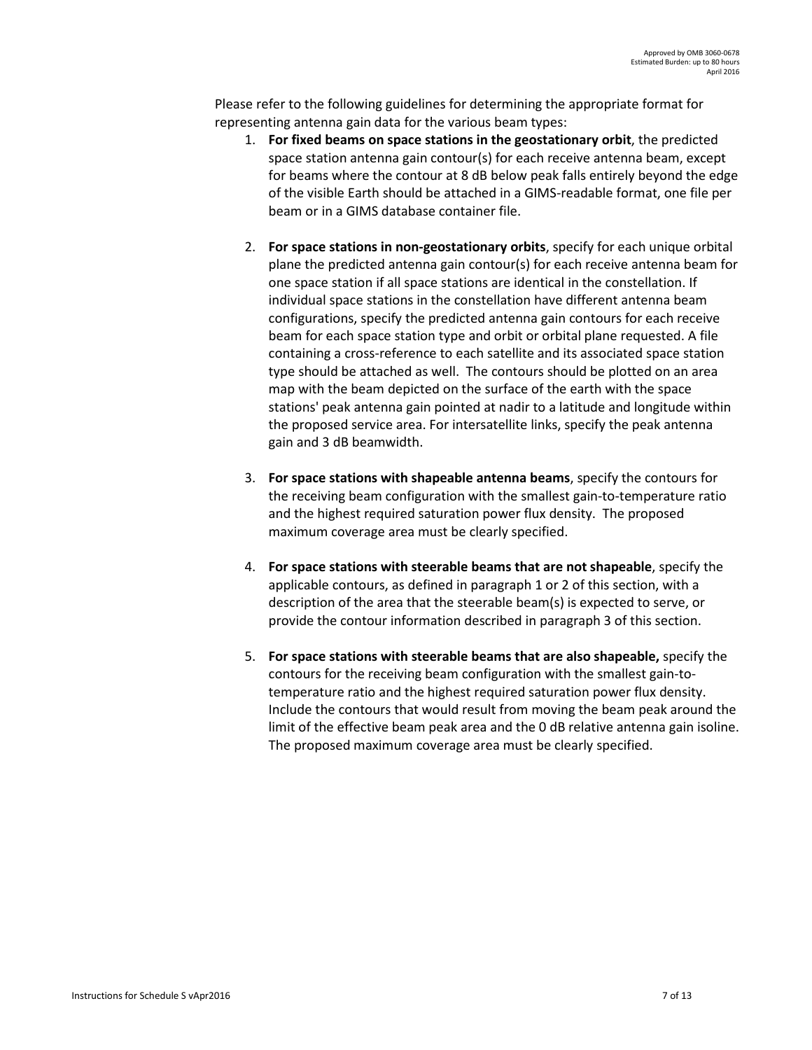Please refer to the following guidelines for determining the appropriate format for representing antenna gain data for the various beam types:

1. **For fixed beams on space stations in the geostationary orbit**, the predicted space station antenna gain contour(s) for each receive antenna beam, except for beams where the contour at 8 dB below peak falls entirely beyond the edge of the visible Earth should be attached in a GIMS-readable format, one file per beam or in a GIMS database container file.

2. **For space stations in non-geostationary orbits**, specify for each unique orbital plane the predicted antenna gain contour(s) for each receive antenna beam for one space station if all space stations are identical in the constellation. If individual space stations in the constellation have different antenna beam configurations, specify the predicted antenna gain contours for each receive beam for each space station type and orbit or orbital plane requested. A file containing a cross-reference to each satellite and its associated space station type should be attached as well. The contours should be plotted on an area map with the beam depicted on the surface of the earth with the space stations' peak antenna gain pointed at nadir to a latitude and longitude within the proposed service area. For intersatellite links, specify the peak antenna gain and 3 dB beamwidth.

3. **For space stations with shapeable antenna beams**, specify the contours for the receiving beam configuration with the smallest gain-to-temperature ratio and the highest required saturation power flux density. The proposed maximum coverage area must be clearly specified.

4. **For space stations with steerable beams that are not shapeable**, specify the applicable contours, as defined in paragraph 1 or 2 of this section, with a description of the area that the steerable beam(s) is expected to serve, or provide the contour information described in paragraph 3 of this section.

5. **For space stations with steerable beams that are also shapeable,** specify the contours for the receiving beam configuration with the smallest gain-to-temperature ratio and the highest required saturation power flux density. Include the contours that would result from moving the beam peak around the limit of the effective beam peak area and the 0 dB relative antenna gain isoline. The proposed maximum coverage area must be clearly specified.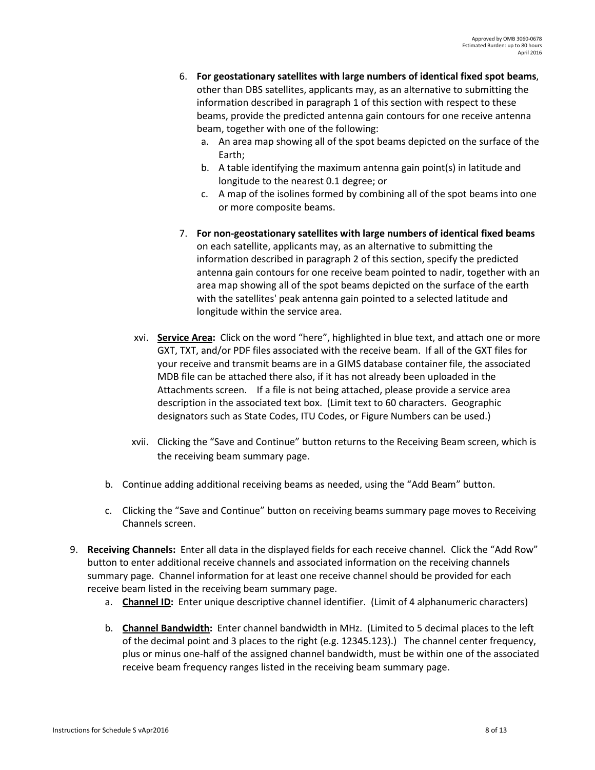6. **For geostationary satellites with large numbers of identical fixed spot beams**, other than DBS satellites, applicants may, as an alternative to submitting the information described in paragraph 1 of this section with respect to these beams, provide the predicted antenna gain contours for one receive antenna beam, together with one of the following:
   a. An area map showing all of the spot beams depicted on the surface of the Earth;
   b. A table identifying the maximum antenna gain point(s) in latitude and longitude to the nearest 0.1 degree; or
   c. A map of the isolines formed by combining all of the spot beams into one or more composite beams.

7. **For non-geostationary satellites with large numbers of identical fixed beams** on each satellite, applicants may, as an alternative to submitting the information described in paragraph 2 of this section, specify the predicted antenna gain contours for one receive beam pointed to nadir, together with an area map showing all of the spot beams depicted on the surface of the earth with the satellites' peak antenna gain pointed to a selected latitude and longitude within the service area.

xvi. **Service Area:** Click on the word "here", highlighted in blue text, and attach one or more GXT, TXT, and/or PDF files associated with the receive beam. If all of the GXT files for your receive and transmit beams are in a GIMS database container file, the associated MDB file can be attached there also, if it has not already been uploaded in the Attachments screen. If a file is not being attached, please provide a service area description in the associated text box. (Limit text to 60 characters. Geographic designators such as State Codes, ITU Codes, or Figure Numbers can be used.)

xvii. Clicking the "Save and Continue" button returns to the Receiving Beam screen, which is the receiving beam summary page.

b. Continue adding additional receiving beams as needed, using the "Add Beam" button.

c. Clicking the "Save and Continue" button on receiving beams summary page moves to Receiving Channels screen.

9. **Receiving Channels:** Enter all data in the displayed fields for each receive channel. Click the "Add Row" button to enter additional receive channels and associated information on the receiving channels summary page. Channel information for at least one receive channel should be provided for each receive beam listed in the receiving beam summary page.
   a. **Channel ID:** Enter unique descriptive channel identifier. (Limit of 4 alphanumeric characters)
   b. **Channel Bandwidth:** Enter channel bandwidth in MHz. (Limited to 5 decimal places to the left of the decimal point and 3 places to the right (e.g. 12345.123).) The channel center frequency, plus or minus one-half of the assigned channel bandwidth, must be within one of the associated receive beam frequency ranges listed in the receiving beam summary page.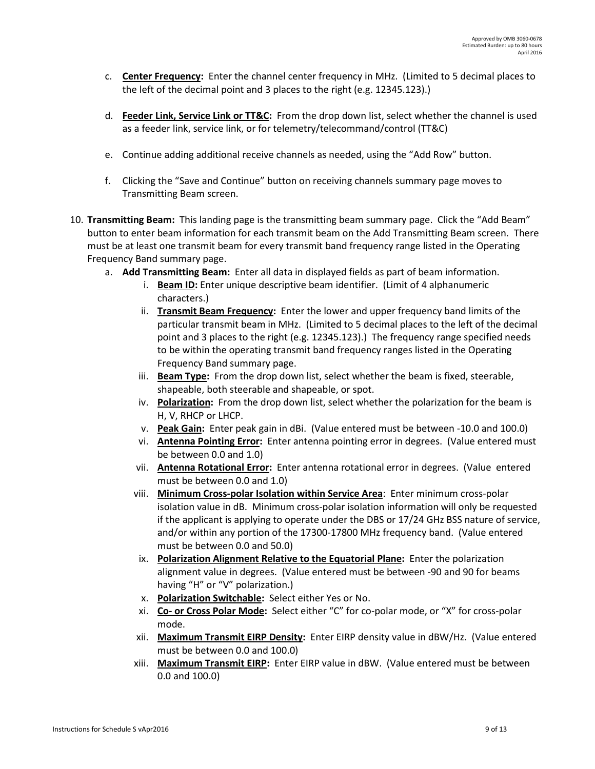c. **<u>Center Frequency</u>:** Enter the channel center frequency in MHz. (Limited to 5 decimal places to the left of the decimal point and 3 places to the right (e.g. 12345.123).)

d. **<u>Feeder Link, Service Link or TT&C</u>:** From the drop down list, select whether the channel is used as a feeder link, service link, or for telemetry/telecommand/control (TT&C)

e. Continue adding additional receive channels as needed, using the "Add Row" button.

f. Clicking the "Save and Continue" button on receiving channels summary page moves to Transmitting Beam screen.

10. **Transmitting Beam:** This landing page is the transmitting beam summary page. Click the "Add Beam" button to enter beam information for each transmit beam on the Add Transmitting Beam screen. There must be at least one transmit beam for every transmit band frequency range listed in the Operating Frequency Band summary page.

    a. **Add Transmitting Beam:** Enter all data in displayed fields as part of beam information.

        i. **<u>Beam ID</u>:** Enter unique descriptive beam identifier. (Limit of 4 alphanumeric characters.)

        ii. **<u>Transmit Beam Frequency</u>:** Enter the lower and upper frequency band limits of the particular transmit beam in MHz. (Limited to 5 decimal places to the left of the decimal point and 3 places to the right (e.g. 12345.123).) The frequency range specified needs to be within the operating transmit band frequency ranges listed in the Operating Frequency Band summary page.

        iii. **<u>Beam Type</u>:** From the drop down list, select whether the beam is fixed, steerable, shapeable, both steerable and shapeable, or spot.

        iv. **<u>Polarization</u>:** From the drop down list, select whether the polarization for the beam is H, V, RHCP or LHCP.

        v. **<u>Peak Gain</u>:** Enter peak gain in dBi. (Value entered must be between -10.0 and 100.0)

        vi. **<u>Antenna Pointing Error</u>:** Enter antenna pointing error in degrees. (Value entered must be between 0.0 and 1.0)

        vii. **<u>Antenna Rotational Error</u>:** Enter antenna rotational error in degrees. (Value entered must be between 0.0 and 1.0)

        viii. **<u>Minimum Cross-polar Isolation within Service Area</u>**: Enter minimum cross-polar isolation value in dB. Minimum cross-polar isolation information will only be requested if the applicant is applying to operate under the DBS or 17/24 GHz BSS nature of service, and/or within any portion of the 17300-17800 MHz frequency band. (Value entered must be between 0.0 and 50.0)

        ix. **<u>Polarization Alignment Relative to the Equatorial Plane</u>:** Enter the polarization alignment value in degrees. (Value entered must be between -90 and 90 for beams having "H" or "V" polarization.)

        x. **<u>Polarization Switchable</u>:** Select either Yes or No.

        xi. **<u>Co- or Cross Polar Mode</u>:** Select either "C" for co-polar mode, or "X" for cross-polar mode.

        xii. **<u>Maximum Transmit EIRP Density</u>:** Enter EIRP density value in dBW/Hz. (Value entered must be between 0.0 and 100.0)

        xiii. **<u>Maximum Transmit EIRP</u>:** Enter EIRP value in dBW. (Value entered must be between 0.0 and 100.0)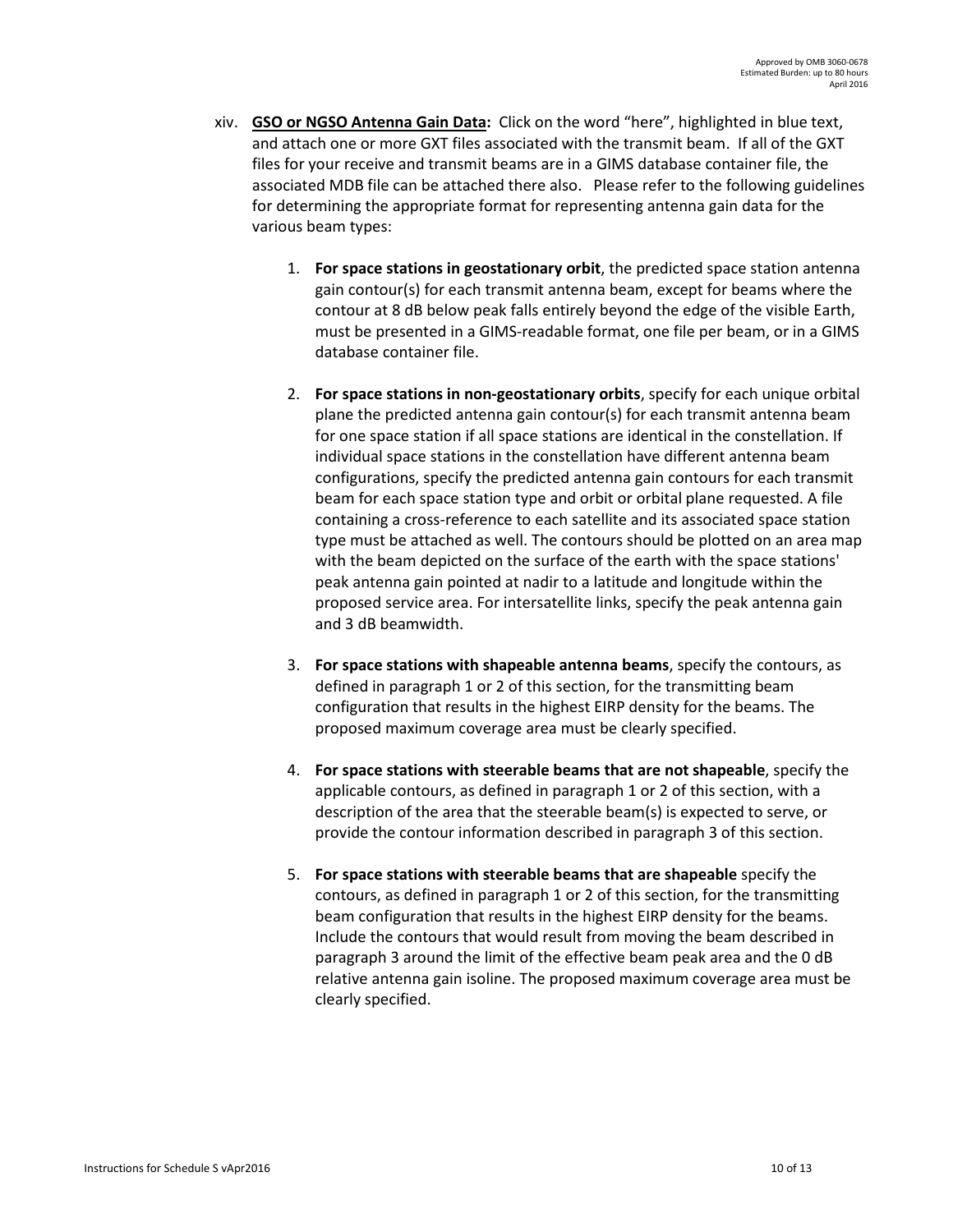xiv. **GSO or NGSO Antenna Gain Data:** Click on the word "here", highlighted in blue text, and attach one or more GXT files associated with the transmit beam. If all of the GXT files for your receive and transmit beams are in a GIMS database container file, the associated MDB file can be attached there also. Please refer to the following guidelines for determining the appropriate format for representing antenna gain data for the various beam types:

1. **For space stations in geostationary orbit**, the predicted space station antenna gain contour(s) for each transmit antenna beam, except for beams where the contour at 8 dB below peak falls entirely beyond the edge of the visible Earth, must be presented in a GIMS-readable format, one file per beam, or in a GIMS database container file.

2. **For space stations in non-geostationary orbits**, specify for each unique orbital plane the predicted antenna gain contour(s) for each transmit antenna beam for one space station if all space stations are identical in the constellation. If individual space stations in the constellation have different antenna beam configurations, specify the predicted antenna gain contours for each transmit beam for each space station type and orbit or orbital plane requested. A file containing a cross-reference to each satellite and its associated space station type must be attached as well. The contours should be plotted on an area map with the beam depicted on the surface of the earth with the space stations' peak antenna gain pointed at nadir to a latitude and longitude within the proposed service area. For intersatellite links, specify the peak antenna gain and 3 dB beamwidth.

3. **For space stations with shapeable antenna beams**, specify the contours, as defined in paragraph 1 or 2 of this section, for the transmitting beam configuration that results in the highest EIRP density for the beams. The proposed maximum coverage area must be clearly specified.

4. **For space stations with steerable beams that are not shapeable**, specify the applicable contours, as defined in paragraph 1 or 2 of this section, with a description of the area that the steerable beam(s) is expected to serve, or provide the contour information described in paragraph 3 of this section.

5. **For space stations with steerable beams that are shapeable** specify the contours, as defined in paragraph 1 or 2 of this section, for the transmitting beam configuration that results in the highest EIRP density for the beams. Include the contours that would result from moving the beam described in paragraph 3 around the limit of the effective beam peak area and the 0 dB relative antenna gain isoline. The proposed maximum coverage area must be clearly specified.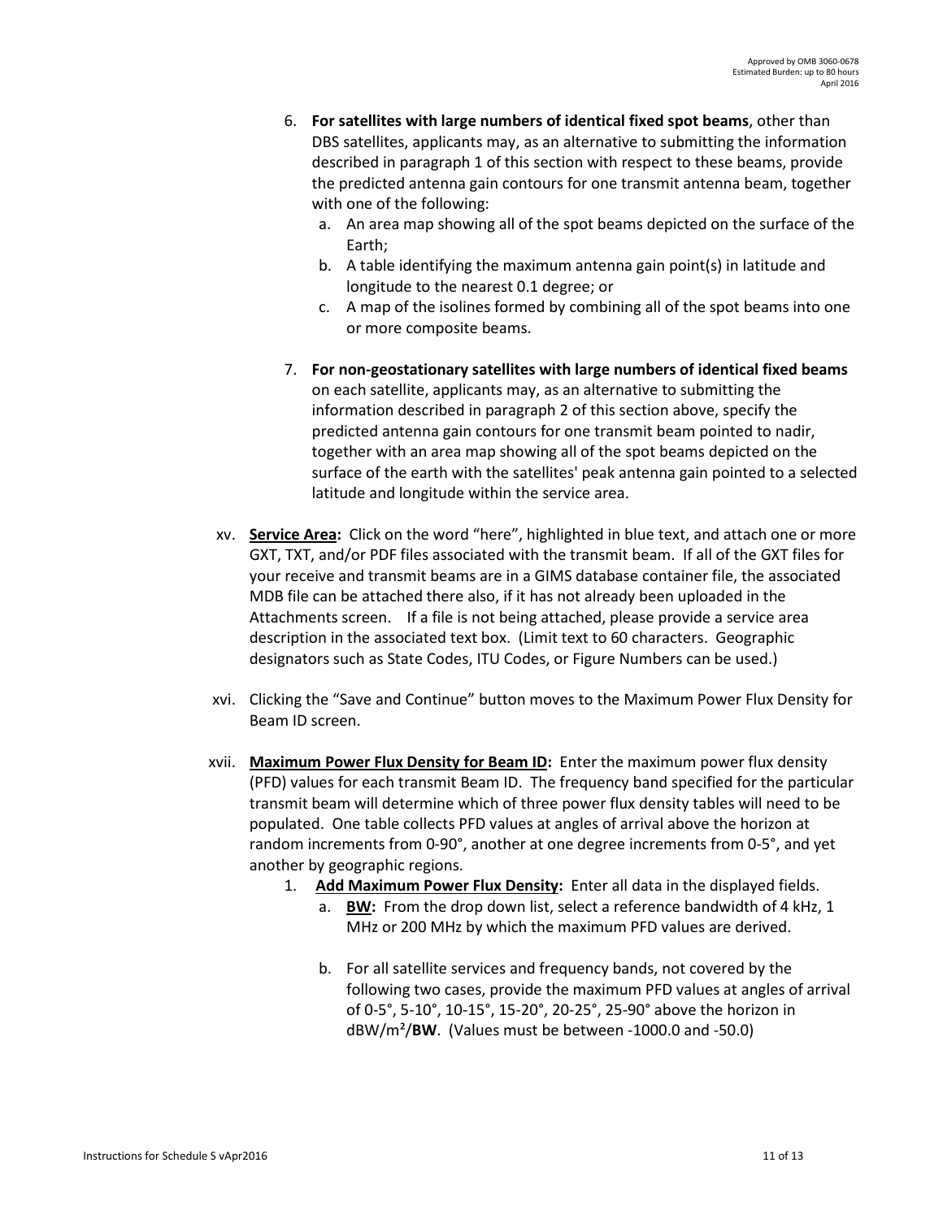6. **For satellites with large numbers of identical fixed spot beams**, other than DBS satellites, applicants may, as an alternative to submitting the information described in paragraph 1 of this section with respect to these beams, provide the predicted antenna gain contours for one transmit antenna beam, together with one of the following:
   a. An area map showing all of the spot beams depicted on the surface of the Earth;
   b. A table identifying the maximum antenna gain point(s) in latitude and longitude to the nearest 0.1 degree; or
   c. A map of the isolines formed by combining all of the spot beams into one or more composite beams.

7. **For non-geostationary satellites with large numbers of identical fixed beams** on each satellite, applicants may, as an alternative to submitting the information described in paragraph 2 of this section above, specify the predicted antenna gain contours for one transmit beam pointed to nadir, together with an area map showing all of the spot beams depicted on the surface of the earth with the satellites' peak antenna gain pointed to a selected latitude and longitude within the service area.

xv. **Service Area:** Click on the word "here", highlighted in blue text, and attach one or more GXT, TXT, and/or PDF files associated with the transmit beam. If all of the GXT files for your receive and transmit beams are in a GIMS database container file, the associated MDB file can be attached there also, if it has not already been uploaded in the Attachments screen. If a file is not being attached, please provide a service area description in the associated text box. (Limit text to 60 characters. Geographic designators such as State Codes, ITU Codes, or Figure Numbers can be used.)

xvi. Clicking the "Save and Continue" button moves to the Maximum Power Flux Density for Beam ID screen.

xvii. **Maximum Power Flux Density for Beam ID:** Enter the maximum power flux density (PFD) values for each transmit Beam ID. The frequency band specified for the particular transmit beam will determine which of three power flux density tables will need to be populated. One table collects PFD values at angles of arrival above the horizon at random increments from 0-90°, another at one degree increments from 0-5°, and yet another by geographic regions.

1. **Add Maximum Power Flux Density:** Enter all data in the displayed fields.
   a. **BW:** From the drop down list, select a reference bandwidth of 4 kHz, 1 MHz or 200 MHz by which the maximum PFD values are derived.

   b. For all satellite services and frequency bands, not covered by the following two cases, provide the maximum PFD values at angles of arrival of 0-5°, 5-10°, 10-15°, 15-20°, 20-25°, 25-90° above the horizon in $dBW/m^2$/**BW**. (Values must be between -1000.0 and -50.0)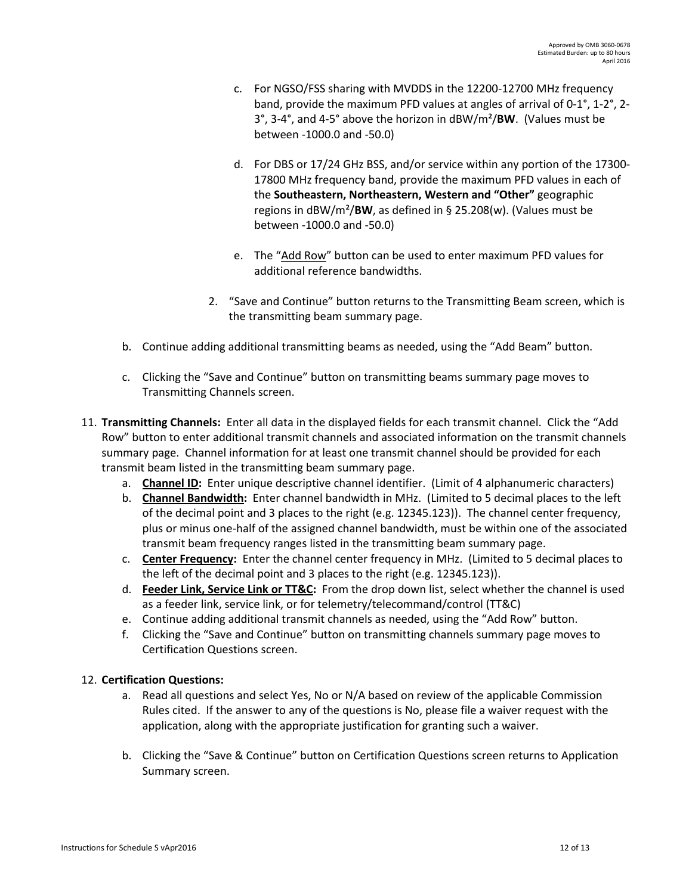c. For NGSO/FSS sharing with MVDDS in the 12200-12700 MHz frequency band, provide the maximum PFD values at angles of arrival of 0-1°, 1-2°, 2-3°, 3-4°, and 4-5° above the horizon in dBW/m²/**BW**. (Values must be between -1000.0 and -50.0)

d. For DBS or 17/24 GHz BSS, and/or service within any portion of the 17300-17800 MHz frequency band, provide the maximum PFD values in each of the **Southeastern, Northeastern, Western and "Other"** geographic regions in dBW/m²/**BW**, as defined in § 25.208(w). (Values must be between -1000.0 and -50.0)

e. The "Add Row" button can be used to enter maximum PFD values for additional reference bandwidths.

2. "Save and Continue" button returns to the Transmitting Beam screen, which is the transmitting beam summary page.

b. Continue adding additional transmitting beams as needed, using the "Add Beam" button.

c. Clicking the "Save and Continue" button on transmitting beams summary page moves to Transmitting Channels screen.

11. **Transmitting Channels:** Enter all data in the displayed fields for each transmit channel. Click the "Add Row" button to enter additional transmit channels and associated information on the transmit channels summary page. Channel information for at least one transmit channel should be provided for each transmit beam listed in the transmitting beam summary page.
    a. **Channel ID:** Enter unique descriptive channel identifier. (Limit of 4 alphanumeric characters)
    b. **Channel Bandwidth:** Enter channel bandwidth in MHz. (Limited to 5 decimal places to the left of the decimal point and 3 places to the right (e.g. 12345.123)). The channel center frequency, plus or minus one-half of the assigned channel bandwidth, must be within one of the associated transmit beam frequency ranges listed in the transmitting beam summary page.
    c. **Center Frequency:** Enter the channel center frequency in MHz. (Limited to 5 decimal places to the left of the decimal point and 3 places to the right (e.g. 12345.123)).
    d. **Feeder Link, Service Link or TT&C:** From the drop down list, select whether the channel is used as a feeder link, service link, or for telemetry/telecommand/control (TT&C)
    e. Continue adding additional transmit channels as needed, using the "Add Row" button.
    f. Clicking the "Save and Continue" button on transmitting channels summary page moves to Certification Questions screen.

12. **Certification Questions:**
    a. Read all questions and select Yes, No or N/A based on review of the applicable Commission Rules cited. If the answer to any of the questions is No, please file a waiver request with the application, along with the appropriate justification for granting such a waiver.

    b. Clicking the "Save & Continue" button on Certification Questions screen returns to Application Summary screen.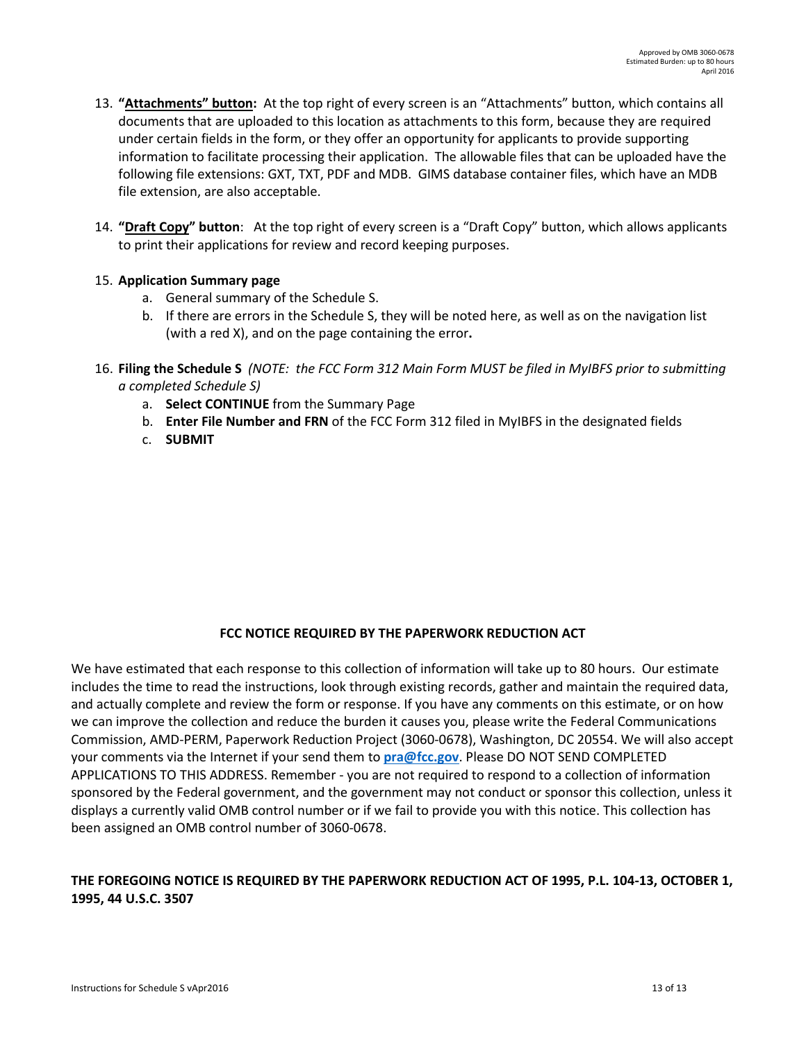13. **"Attachments" button:** At the top right of every screen is an "Attachments" button, which contains all documents that are uploaded to this location as attachments to this form, because they are required under certain fields in the form, or they offer an opportunity for applicants to provide supporting information to facilitate processing their application. The allowable files that can be uploaded have the following file extensions: GXT, TXT, PDF and MDB. GIMS database container files, which have an MDB file extension, are also acceptable.

14. **"Draft Copy" button**: At the top right of every screen is a "Draft Copy" button, which allows applicants to print their applications for review and record keeping purposes.

15. **Application Summary page**
    a. General summary of the Schedule S.
    b. If there are errors in the Schedule S, they will be noted here, as well as on the navigation list (with a red X), and on the page containing the error.

16. **Filing the Schedule S** *(NOTE: the FCC Form 312 Main Form MUST be filed in MyIBFS prior to submitting a completed Schedule S)*
    a. **Select CONTINUE** from the Summary Page
    b. **Enter File Number and FRN** of the FCC Form 312 filed in MyIBFS in the designated fields
    c. **SUBMIT**

## FCC NOTICE REQUIRED BY THE PAPERWORK REDUCTION ACT

We have estimated that each response to this collection of information will take up to 80 hours. Our estimate includes the time to read the instructions, look through existing records, gather and maintain the required data, and actually complete and review the form or response. If you have any comments on this estimate, or on how we can improve the collection and reduce the burden it causes you, please write the Federal Communications Commission, AMD-PERM, Paperwork Reduction Project (3060-0678), Washington, DC 20554. We will also accept your comments via the Internet if your send them to **pra@fcc.gov**. Please DO NOT SEND COMPLETED APPLICATIONS TO THIS ADDRESS. Remember - you are not required to respond to a collection of information sponsored by the Federal government, and the government may not conduct or sponsor this collection, unless it displays a currently valid OMB control number or if we fail to provide you with this notice. This collection has been assigned an OMB control number of 3060-0678.

**THE FOREGOING NOTICE IS REQUIRED BY THE PAPERWORK REDUCTION ACT OF 1995, P.L. 104-13, OCTOBER 1, 1995, 44 U.S.C. 3507**